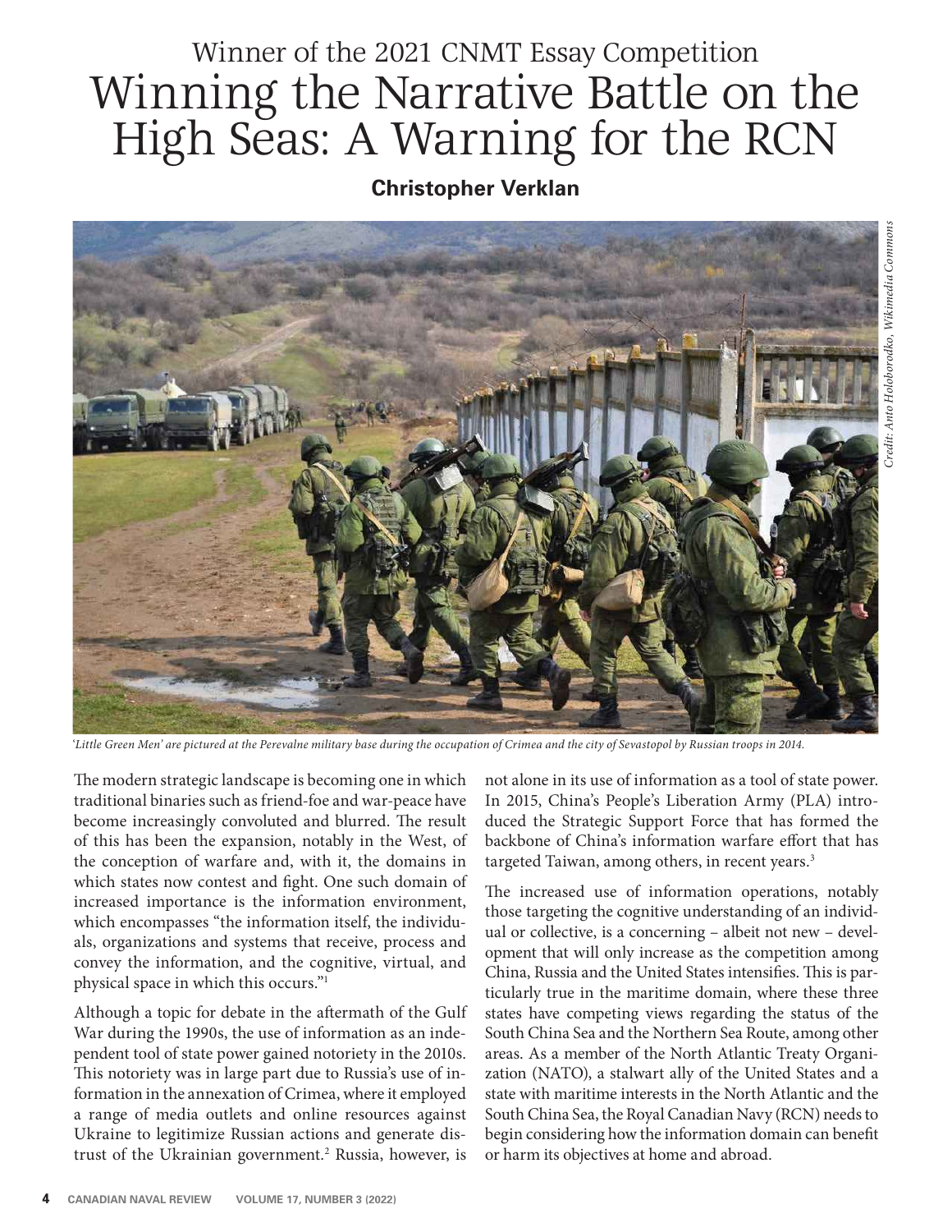Winner of the 2021 CNMT Essay Competition

# Winning the Narrative Battle on the High Seas: A Warning for the RCN

**Christopher Verklan**

*Credit: Anto Holoborodko, Wikimedia Commons*

*'Little Green Men' are pictured at the Perevalne military base during the occupation of Crimea and the city of Sevastopol by Russian troops in 2014.*

The modern strategic landscape is becoming one in which traditional binaries such as friend-foe and war-peace have become increasingly convoluted and blurred. The result of this has been the expansion, notably in the West, of the conception of warfare and, with it, the domains in which states now contest and fight. One such domain of increased importance is the information environment, which encompasses "the information itself, the individuals, organizations and systems that receive, process and convey the information, and the cognitive, virtual, and physical space in which this occurs."[1]

Although a topic for debate in the aftermath of the Gulf War during the 1990s, the use of information as an independent tool of state power gained notoriety in the 2010s. This notoriety was in large part due to Russia's use of information in the annexation of Crimea, where it employed a range of media outlets and online resources against Ukraine to legitimize Russian actions and generate distrust of the Ukrainian government.[2] Russia, however, is not alone in its use of information as a tool of state power. In 2015, China's People's Liberation Army (PLA) introduced the Strategic Support Force that has formed the backbone of China's information warfare effort that has targeted Taiwan, among others, in recent years.[3]

The increased use of information operations, notably those targeting the cognitive understanding of an individual or collective, is a concerning – albeit not new – development that will only increase as the competition among China, Russia and the United States intensifies. This is particularly true in the maritime domain, where these three states have competing views regarding the status of the South China Sea and the Northern Sea Route, among other areas. As a member of the North Atlantic Treaty Organization (NATO), a stalwart ally of the United States and a state with maritime interests in the North Atlantic and the South China Sea, the Royal Canadian Navy (RCN) needs to begin considering how the information domain can benefit or harm its objectives at home and abroad.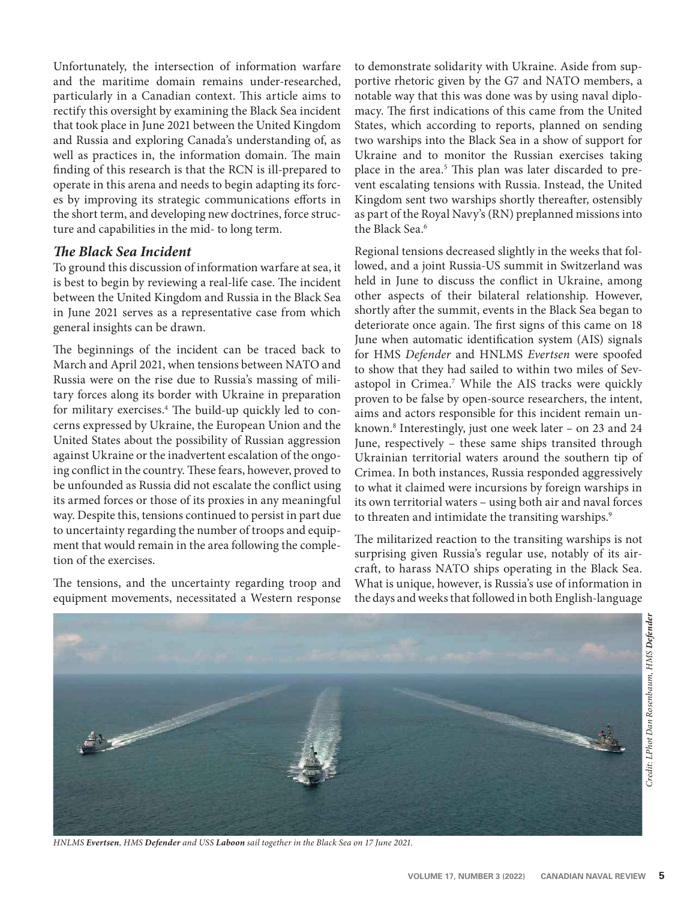Unfortunately, the intersection of information warfare and the maritime domain remains under-researched, particularly in a Canadian context. This article aims to rectify this oversight by examining the Black Sea incident that took place in June 2021 between the United Kingdom and Russia and exploring Canada's understanding of, as well as practices in, the information domain. The main finding of this research is that the RCN is ill-prepared to operate in this arena and needs to begin adapting its forces by improving its strategic communications efforts in the short term, and developing new doctrines, force structure and capabilities in the mid- to long term.

### *The Black Sea Incident*

To ground this discussion of information warfare at sea, it is best to begin by reviewing a real-life case. The incident between the United Kingdom and Russia in the Black Sea in June 2021 serves as a representative case from which general insights can be drawn.

The beginnings of the incident can be traced back to March and April 2021, when tensions between NATO and Russia were on the rise due to Russia's massing of military forces along its border with Ukraine in preparation for military exercises.[4] The build-up quickly led to concerns expressed by Ukraine, the European Union and the United States about the possibility of Russian aggression against Ukraine or the inadvertent escalation of the ongoing conflict in the country. These fears, however, proved to be unfounded as Russia did not escalate the conflict using its armed forces or those of its proxies in any meaningful way. Despite this, tensions continued to persist in part due to uncertainty regarding the number of troops and equipment that would remain in the area following the completion of the exercises.

The tensions, and the uncertainty regarding troop and equipment movements, necessitated a Western response to demonstrate solidarity with Ukraine. Aside from supportive rhetoric given by the G7 and NATO members, a notable way that this was done was by using naval diplomacy. The first indications of this came from the United States, which according to reports, planned on sending two warships into the Black Sea in a show of support for Ukraine and to monitor the Russian exercises taking place in the area.[5] This plan was later discarded to prevent escalating tensions with Russia. Instead, the United Kingdom sent two warships shortly thereafter, ostensibly as part of the Royal Navy's (RN) preplanned missions into the Black Sea.[6]

Regional tensions decreased slightly in the weeks that followed, and a joint Russia-US summit in Switzerland was held in June to discuss the conflict in Ukraine, among other aspects of their bilateral relationship. However, shortly after the summit, events in the Black Sea began to deteriorate once again. The first signs of this came on 18 June when automatic identification system (AIS) signals for HMS *Defender* and HNLMS *Evertsen* were spoofed to show that they had sailed to within two miles of Sevastopol in Crimea.[7] While the AIS tracks were quickly proven to be false by open-source researchers, the intent, aims and actors responsible for this incident remain unknown.[8] Interestingly, just one week later – on 23 and 24 June, respectively – these same ships transited through Ukrainian territorial waters around the southern tip of Crimea. In both instances, Russia responded aggressively to what it claimed were incursions by foreign warships in its own territorial waters – using both air and naval forces to threaten and intimidate the transiting warships.[9]

The militarized reaction to the transiting warships is not surprising given Russia's regular use, notably of its aircraft, to harass NATO ships operating in the Black Sea. What is unique, however, is Russia's use of information in the days and weeks that followed in both English-language

*Credit: LPhot Dan Rosenbaum, HMS Defender*

*HNLMS **Evertsen**, HMS **Defender** and USS **Laboon** sail together in the Black Sea on 17 June 2021.*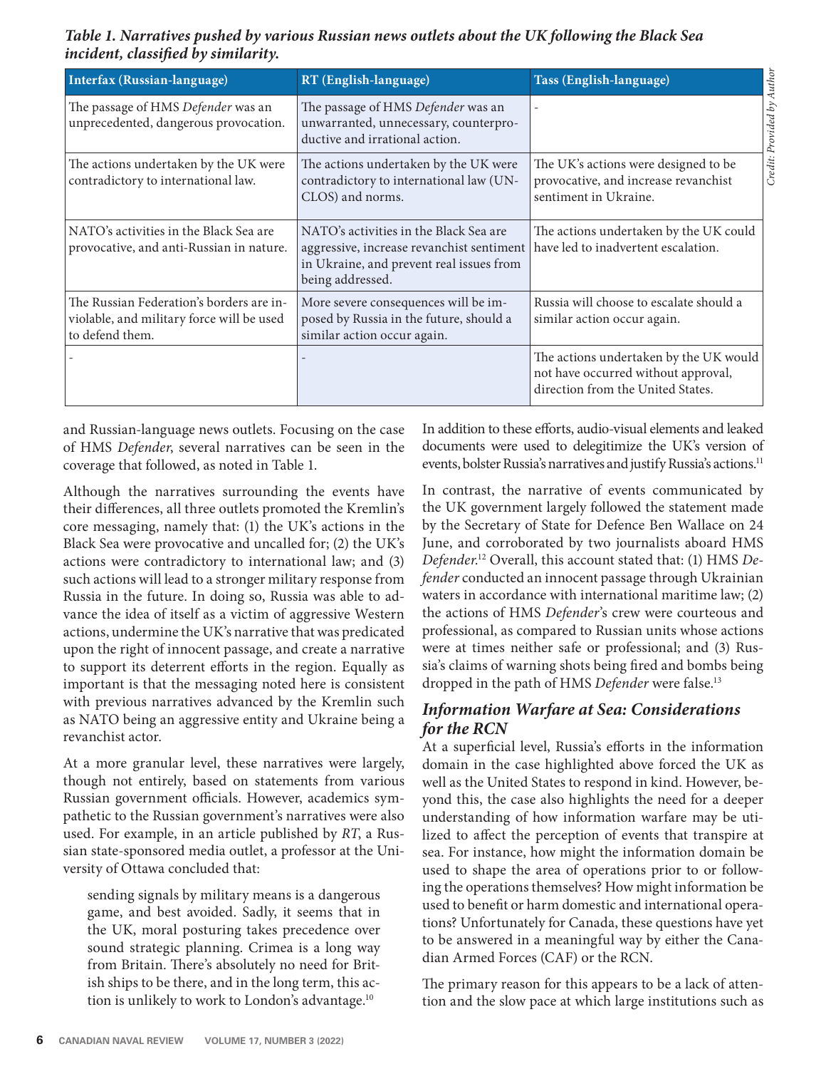*Table 1. Narratives pushed by various Russian news outlets about the UK following the Black Sea incident, classified by similarity.*

| Interfax (Russian-language) | RT (English-language) | Tass (English-language) |
| --- | --- | --- |
| The passage of HMS *Defender* was an unprecedented, dangerous provocation. | The passage of HMS *Defender* was an unwarranted, unnecessary, counterproductive and irrational action. | - |
| The actions undertaken by the UK were contradictory to international law. | The actions undertaken by the UK were contradictory to international law (UNCLOS) and norms. | The UK's actions were designed to be provocative, and increase revanchist sentiment in Ukraine. |
| NATO's activities in the Black Sea are provocative, and anti-Russian in nature. | NATO's activities in the Black Sea are aggressive, increase revanchist sentiment in Ukraine, and prevent real issues from being addressed. | The actions undertaken by the UK could have led to inadvertent escalation. |
| The Russian Federation's borders are inviolable, and military force will be used to defend them. | More severe consequences will be imposed by Russia in the future, should a similar action occur again. | Russia will choose to escalate should a similar action occur again. |
| - | - | The actions undertaken by the UK would not have occurred without approval, direction from the United States. |

*Credit: Provided by Author*

and Russian-language news outlets. Focusing on the case of HMS *Defender*, several narratives can be seen in the coverage that followed, as noted in Table 1.

Although the narratives surrounding the events have their differences, all three outlets promoted the Kremlin's core messaging, namely that: (1) the UK's actions in the Black Sea were provocative and uncalled for; (2) the UK's actions were contradictory to international law; and (3) such actions will lead to a stronger military response from Russia in the future. In doing so, Russia was able to advance the idea of itself as a victim of aggressive Western actions, undermine the UK's narrative that was predicated upon the right of innocent passage, and create a narrative to support its deterrent efforts in the region. Equally as important is that the messaging noted here is consistent with previous narratives advanced by the Kremlin such as NATO being an aggressive entity and Ukraine being a revanchist actor.

At a more granular level, these narratives were largely, though not entirely, based on statements from various Russian government officials. However, academics sympathetic to the Russian government's narratives were also used. For example, in an article published by *RT*, a Russian state-sponsored media outlet, a professor at the University of Ottawa concluded that:

> sending signals by military means is a dangerous game, and best avoided. Sadly, it seems that in the UK, moral posturing takes precedence over sound strategic planning. Crimea is a long way from Britain. There's absolutely no need for British ships to be there, and in the long term, this action is unlikely to work to London's advantage.[10]

In addition to these efforts, audio-visual elements and leaked documents were used to delegitimize the UK's version of events, bolster Russia's narratives and justify Russia's actions.[11]

In contrast, the narrative of events communicated by the UK government largely followed the statement made by the Secretary of State for Defence Ben Wallace on 24 June, and corroborated by two journalists aboard HMS *Defender*.[12] Overall, this account stated that: (1) HMS *Defender* conducted an innocent passage through Ukrainian waters in accordance with international maritime law; (2) the actions of HMS *Defender*'s crew were courteous and professional, as compared to Russian units whose actions were at times neither safe or professional; and (3) Russia's claims of warning shots being fired and bombs being dropped in the path of HMS *Defender* were false.[13]

## *Information Warfare at Sea: Considerations for the RCN*

At a superficial level, Russia's efforts in the information domain in the case highlighted above forced the UK as well as the United States to respond in kind. However, beyond this, the case also highlights the need for a deeper understanding of how information warfare may be utilized to affect the perception of events that transpire at sea. For instance, how might the information domain be used to shape the area of operations prior to or following the operations themselves? How might information be used to benefit or harm domestic and international operations? Unfortunately for Canada, these questions have yet to be answered in a meaningful way by either the Canadian Armed Forces (CAF) or the RCN.

The primary reason for this appears to be a lack of attention and the slow pace at which large institutions such as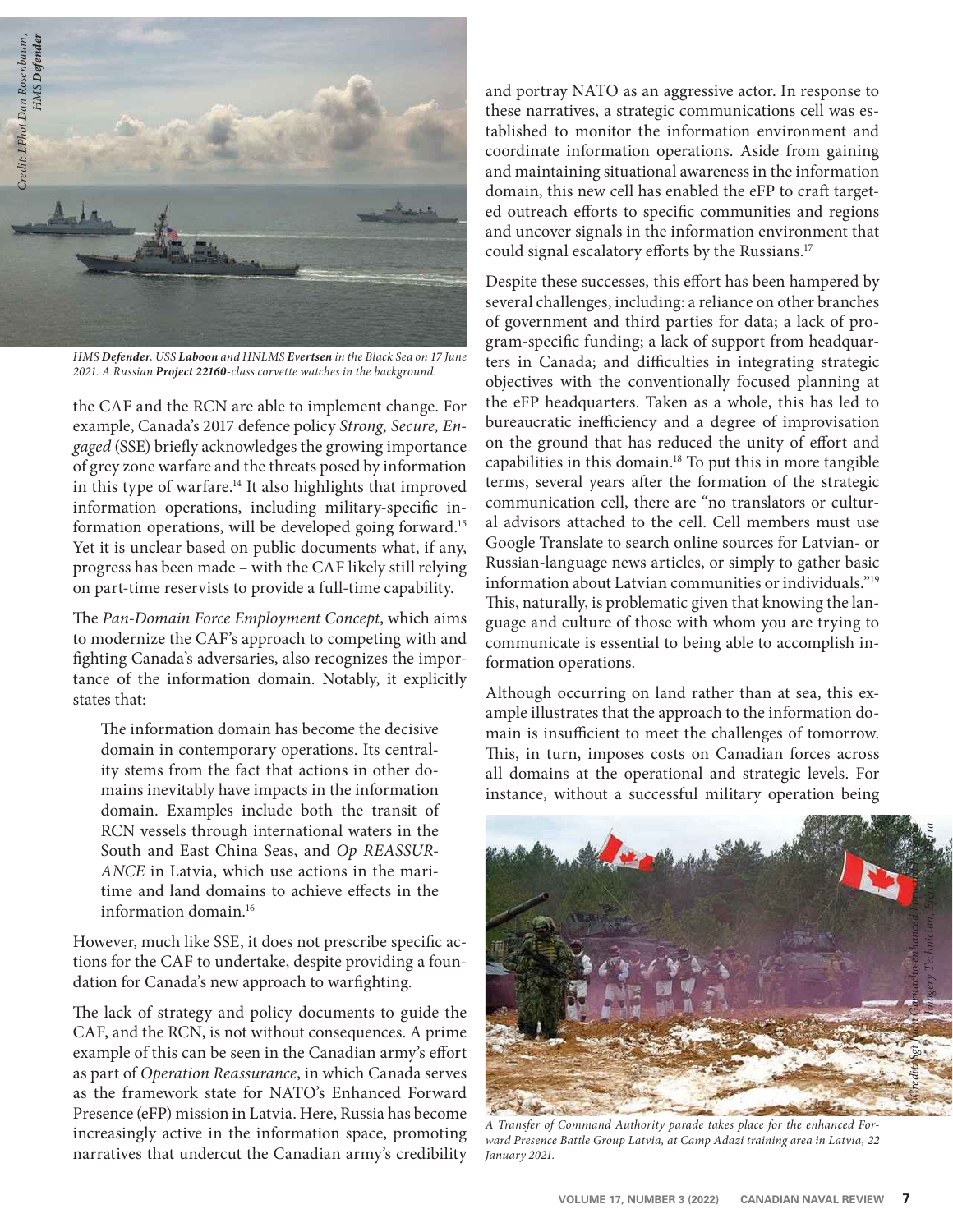*HMS **Defender**, USS **Laboon** and HNLMS **Evertsen** in the Black Sea on 17 June 2021. A Russian **Project 22160**-class corvette watches in the background.*

the CAF and the RCN are able to implement change. For example, Canada's 2017 defence policy *Strong, Secure, Engaged* (SSE) briefly acknowledges the growing importance of grey zone warfare and the threats posed by information in this type of warfare.[14] It also highlights that improved information operations, including military-specific information operations, will be developed going forward.[15] Yet it is unclear based on public documents what, if any, progress has been made – with the CAF likely still relying on part-time reservists to provide a full-time capability.

The *Pan-Domain Force Employment Concept*, which aims to modernize the CAF's approach to competing with and fighting Canada's adversaries, also recognizes the importance of the information domain. Notably, it explicitly states that:

> The information domain has become the decisive domain in contemporary operations. Its centrality stems from the fact that actions in other domains inevitably have impacts in the information domain. Examples include both the transit of RCN vessels through international waters in the South and East China Seas, and *Op REASSURANCE* in Latvia, which use actions in the maritime and land domains to achieve effects in the information domain.[16]

However, much like SSE, it does not prescribe specific actions for the CAF to undertake, despite providing a foundation for Canada's new approach to warfighting.

The lack of strategy and policy documents to guide the CAF, and the RCN, is not without consequences. A prime example of this can be seen in the Canadian army's effort as part of *Operation Reassurance*, in which Canada serves as the framework state for NATO's Enhanced Forward Presence (eFP) mission in Latvia. Here, Russia has become increasingly active in the information space, promoting narratives that undercut the Canadian army's credibility and portray NATO as an aggressive actor. In response to these narratives, a strategic communications cell was established to monitor the information environment and coordinate information operations. Aside from gaining and maintaining situational awareness in the information domain, this new cell has enabled the eFP to craft targeted outreach efforts to specific communities and regions and uncover signals in the information environment that could signal escalatory efforts by the Russians.[17]

Despite these successes, this effort has been hampered by several challenges, including: a reliance on other branches of government and third parties for data; a lack of program-specific funding; a lack of support from headquarters in Canada; and difficulties in integrating strategic objectives with the conventionally focused planning at the eFP headquarters. Taken as a whole, this has led to bureaucratic inefficiency and a degree of improvisation on the ground that has reduced the unity of effort and capabilities in this domain.[18] To put this in more tangible terms, several years after the formation of the strategic communication cell, there are "no translators or cultural advisors attached to the cell. Cell members must use Google Translate to search online sources for Latvian- or Russian-language news articles, or simply to gather basic information about Latvian communities or individuals."[19] This, naturally, is problematic given that knowing the language and culture of those with whom you are trying to communicate is essential to being able to accomplish information operations.

Although occurring on land rather than at sea, this example illustrates that the approach to the information domain is insufficient to meet the challenges of tomorrow. This, in turn, imposes costs on Canadian forces across all domains at the operational and strategic levels. For instance, without a successful military operation being

*A Transfer of Command Authority parade takes place for the enhanced Forward Presence Battle Group Latvia, at Camp Adazi training area in Latvia, 22 January 2021.*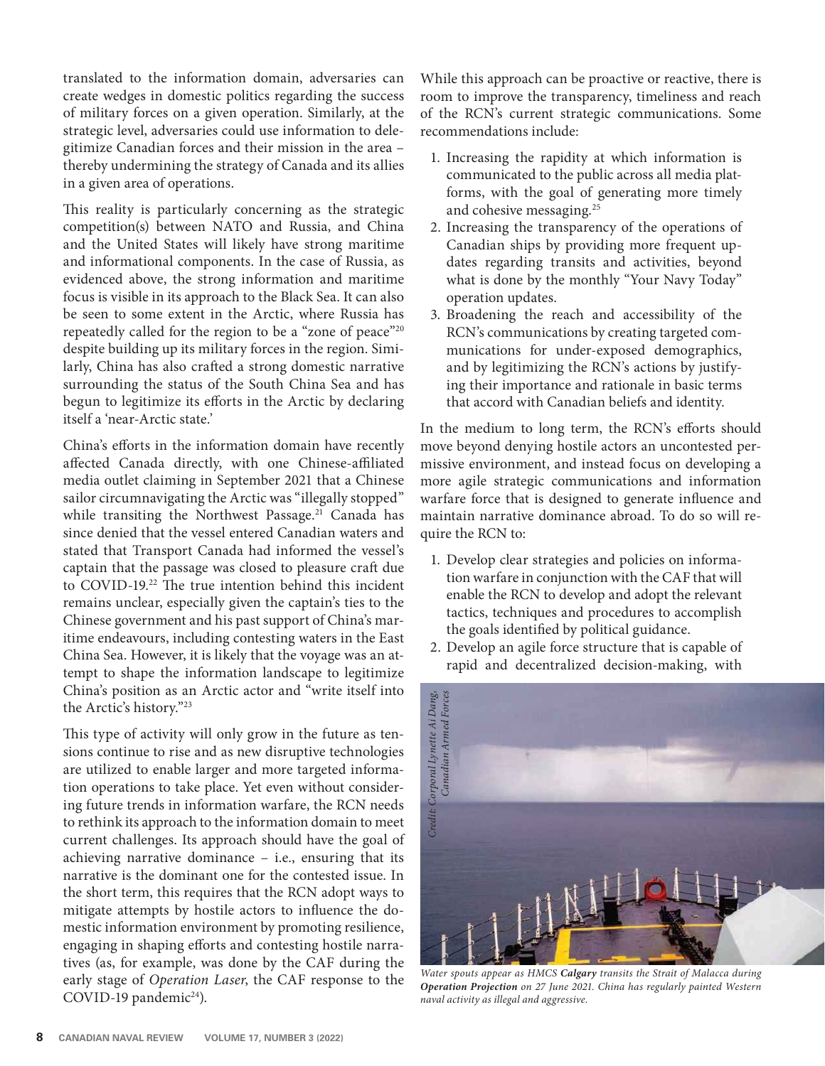translated to the information domain, adversaries can create wedges in domestic politics regarding the success of military forces on a given operation. Similarly, at the strategic level, adversaries could use information to delegitimize Canadian forces and their mission in the area – thereby undermining the strategy of Canada and its allies in a given area of operations.

This reality is particularly concerning as the strategic competition(s) between NATO and Russia, and China and the United States will likely have strong maritime and informational components. In the case of Russia, as evidenced above, the strong information and maritime focus is visible in its approach to the Black Sea. It can also be seen to some extent in the Arctic, where Russia has repeatedly called for the region to be a "zone of peace"[20] despite building up its military forces in the region. Similarly, China has also crafted a strong domestic narrative surrounding the status of the South China Sea and has begun to legitimize its efforts in the Arctic by declaring itself a 'near-Arctic state.'

China's efforts in the information domain have recently affected Canada directly, with one Chinese-affiliated media outlet claiming in September 2021 that a Chinese sailor circumnavigating the Arctic was "illegally stopped" while transiting the Northwest Passage.[21] Canada has since denied that the vessel entered Canadian waters and stated that Transport Canada had informed the vessel's captain that the passage was closed to pleasure craft due to COVID-19.[22] The true intention behind this incident remains unclear, especially given the captain's ties to the Chinese government and his past support of China's maritime endeavours, including contesting waters in the East China Sea. However, it is likely that the voyage was an attempt to shape the information landscape to legitimize China's position as an Arctic actor and "write itself into the Arctic's history."[23]

This type of activity will only grow in the future as tensions continue to rise and as new disruptive technologies are utilized to enable larger and more targeted information operations to take place. Yet even without considering future trends in information warfare, the RCN needs to rethink its approach to the information domain to meet current challenges. Its approach should have the goal of achieving narrative dominance – i.e., ensuring that its narrative is the dominant one for the contested issue. In the short term, this requires that the RCN adopt ways to mitigate attempts by hostile actors to influence the domestic information environment by promoting resilience, engaging in shaping efforts and contesting hostile narratives (as, for example, was done by the CAF during the early stage of *Operation Laser*, the CAF response to the COVID-19 pandemic[24]).

While this approach can be proactive or reactive, there is room to improve the transparency, timeliness and reach of the RCN's current strategic communications. Some recommendations include:

1. Increasing the rapidity at which information is communicated to the public across all media platforms, with the goal of generating more timely and cohesive messaging.[25]
2. Increasing the transparency of the operations of Canadian ships by providing more frequent updates regarding transits and activities, beyond what is done by the monthly "Your Navy Today" operation updates.
3. Broadening the reach and accessibility of the RCN's communications by creating targeted communications for under-exposed demographics, and by legitimizing the RCN's actions by justifying their importance and rationale in basic terms that accord with Canadian beliefs and identity.

In the medium to long term, the RCN's efforts should move beyond denying hostile actors an uncontested permissive environment, and instead focus on developing a more agile strategic communications and information warfare force that is designed to generate influence and maintain narrative dominance abroad. To do so will require the RCN to:

1. Develop clear strategies and policies on information warfare in conjunction with the CAF that will enable the RCN to develop and adopt the relevant tactics, techniques and procedures to accomplish the goals identified by political guidance.
2. Develop an agile force structure that is capable of rapid and decentralized decision-making, with

*Credit: Corporal Lynette Ai Dang, Canadian Armed Forces*

*Water spouts appear as HMCS **Calgary** transits the Strait of Malacca during **Operation Projection** on 27 June 2021. China has regularly painted Western naval activity as illegal and aggressive.*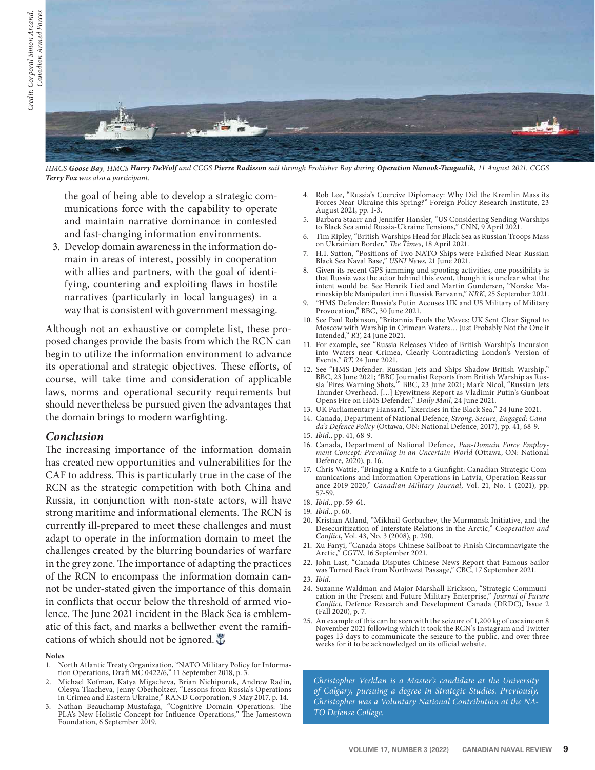Credit: Corporal Simon Arcand, Canadian Armed Forces

*HMCS* ***Goose Bay****, HMCS* ***Harry DeWolf*** *and CCGS* ***Pierre Radisson*** *sail through Frobisher Bay during* ***Operation Nanook-Tuugaalik****, 11 August 2021. CCGS* ***Terry Fox*** *was also a participant.*

the goal of being able to develop a strategic communications force with the capability to operate and maintain narrative dominance in contested and fast-changing information environments.

3. Develop domain awareness in the information domain in areas of interest, possibly in cooperation with allies and partners, with the goal of identifying, countering and exploiting flaws in hostile narratives (particularly in local languages) in a way that is consistent with government messaging.

Although not an exhaustive or complete list, these proposed changes provide the basis from which the RCN can begin to utilize the information environment to advance its operational and strategic objectives. These efforts, of course, will take time and consideration of applicable laws, norms and operational security requirements but should nevertheless be pursued given the advantages that the domain brings to modern warfighting.

## *Conclusion*

The increasing importance of the information domain has created new opportunities and vulnerabilities for the CAF to address. This is particularly true in the case of the RCN as the strategic competition with both China and Russia, in conjunction with non-state actors, will have strong maritime and informational elements. The RCN is currently ill-prepared to meet these challenges and must adapt to operate in the information domain to meet the challenges created by the blurring boundaries of warfare in the grey zone. The importance of adapting the practices of the RCN to encompass the information domain cannot be under-stated given the importance of this domain in conflicts that occur below the threshold of armed violence. The June 2021 incident in the Black Sea is emblematic of this fact, and marks a bellwether event the ramifications of which should not be ignored.

**Notes**

1. North Atlantic Treaty Organization, "NATO Military Policy for Information Operations, Draft MC 0422/6," 11 September 2018, p. 3.
2. Michael Kofman, Katya Migacheva, Brian Nichiporuk, Andrew Radin, Olesya Tkacheva, Jenny Oberholtzer, "Lessons from Russia's Operations in Crimea and Eastern Ukraine," RAND Corporation, 9 May 2017, p. 14.
3. Nathan Beauchamp-Mustafaga, "Cognitive Domain Operations: The PLA's New Holistic Concept for Influence Operations," The Jamestown Foundation, 6 September 2019.
4. Rob Lee, "Russia's Coercive Diplomacy: Why Did the Kremlin Mass its Forces Near Ukraine this Spring?" Foreign Policy Research Institute, 23 August 2021, pp. 1-3.
5. Barbara Staarr and Jennifer Hansler, "US Considering Sending Warships to Black Sea amid Russia-Ukraine Tensions," CNN, 9 April 2021.
6. Tim Ripley, "British Warships Head for Black Sea as Russian Troops Mass on Ukrainian Border," *The Times*, 18 April 2021.
7. H.I. Sutton, "Positions of Two NATO Ships were Falsified Near Russian Black Sea Naval Base," *USNI News*, 21 June 2021.
8. Given its recent GPS jamming and spoofing activities, one possibility is that Russia was the actor behind this event, though it is unclear what the intent would be. See Henrik Lied and Martin Gundersen, "Norske Marineskip ble Manipulert inn i Russisk Farvann," *NRK*, 25 September 2021.
9. "HMS Defender: Russia's Putin Accuses UK and US Military of Military Provocation," BBC, 30 June 2021.
10. See Paul Robinson, "Britannia Fools the Waves: UK Sent Clear Signal to Moscow with Warship in Crimean Waters… Just Probably Not the One it Intended," *RT*, 24 June 2021.
11. For example, see "Russia Releases Video of British Warship's Incursion into Waters near Crimea, Clearly Contradicting London's Version of Events," *RT*, 24 June 2021.
12. See "HMS Defender: Russian Jets and Ships Shadow British Warship," BBC, 23 June 2021; "BBC Journalist Reports from British Warship as Russia 'Fires Warning Shots,'" BBC, 23 June 2021; Mark Nicol, "Russian Jets Thunder Overhead. […] Eyewitness Report as Vladimir Putin's Gunboat Opens Fire on HMS Defender," *Daily Mail*, 24 June 2021.
13. UK Parliamentary Hansard, "Exercises in the Black Sea," 24 June 2021.
14. Canada, Department of National Defence, *Strong, Secure, Engaged: Canada's Defence Policy* (Ottawa, ON: National Defence, 2017), pp. 41, 68-9.
15. *Ibid*., pp. 41, 68-9.
16. Canada, Department of National Defence, *Pan-Domain Force Employment Concept: Prevailing in an Uncertain World* (Ottawa, ON: National Defence, 2020), p. 16.
17. Chris Wattie, "Bringing a Knife to a Gunfight: Canadian Strategic Communications and Information Operations in Latvia, Operation Reassurance 2019-2020," *Canadian Military Journal*, Vol. 21, No. 1 (2021), pp. 57-59.
18. *Ibid*., pp. 59-61.
19. *Ibid*., p. 60.
20. Kristian Atland, "Mikhail Gorbachev, the Murmansk Initiative, and the Desecuritization of Interstate Relations in the Arctic," *Cooperation and Conflict*, Vol. 43, No. 3 (2008), p. 290.
21. Xu Fanyi, "Canada Stops Chinese Sailboat to Finish Circumnavigate the Arctic," *CGTN*, 16 September 2021.
22. John Last, "Canada Disputes Chinese News Report that Famous Sailor was Turned Back from Northwest Passage," CBC, 17 September 2021.
23. *Ibid.*
24. Suzanne Waldman and Major Marshall Erickson, "Strategic Communication in the Present and Future Military Enterprise," *Journal of Future Conflict*, Defence Research and Development Canada (DRDC), Issue 2 (Fall 2020), p. 7.
25. An example of this can be seen with the seizure of 1,200 kg of cocaine on 8 November 2021 following which it took the RCN's Instagram and Twitter pages 13 days to communicate the seizure to the public, and over three weeks for it to be acknowledged on its official website.

*Christopher Verklan is a Master's candidate at the University of Calgary, pursuing a degree in Strategic Studies. Previously, Christopher was a Voluntary National Contribution at the NATO Defense College.*